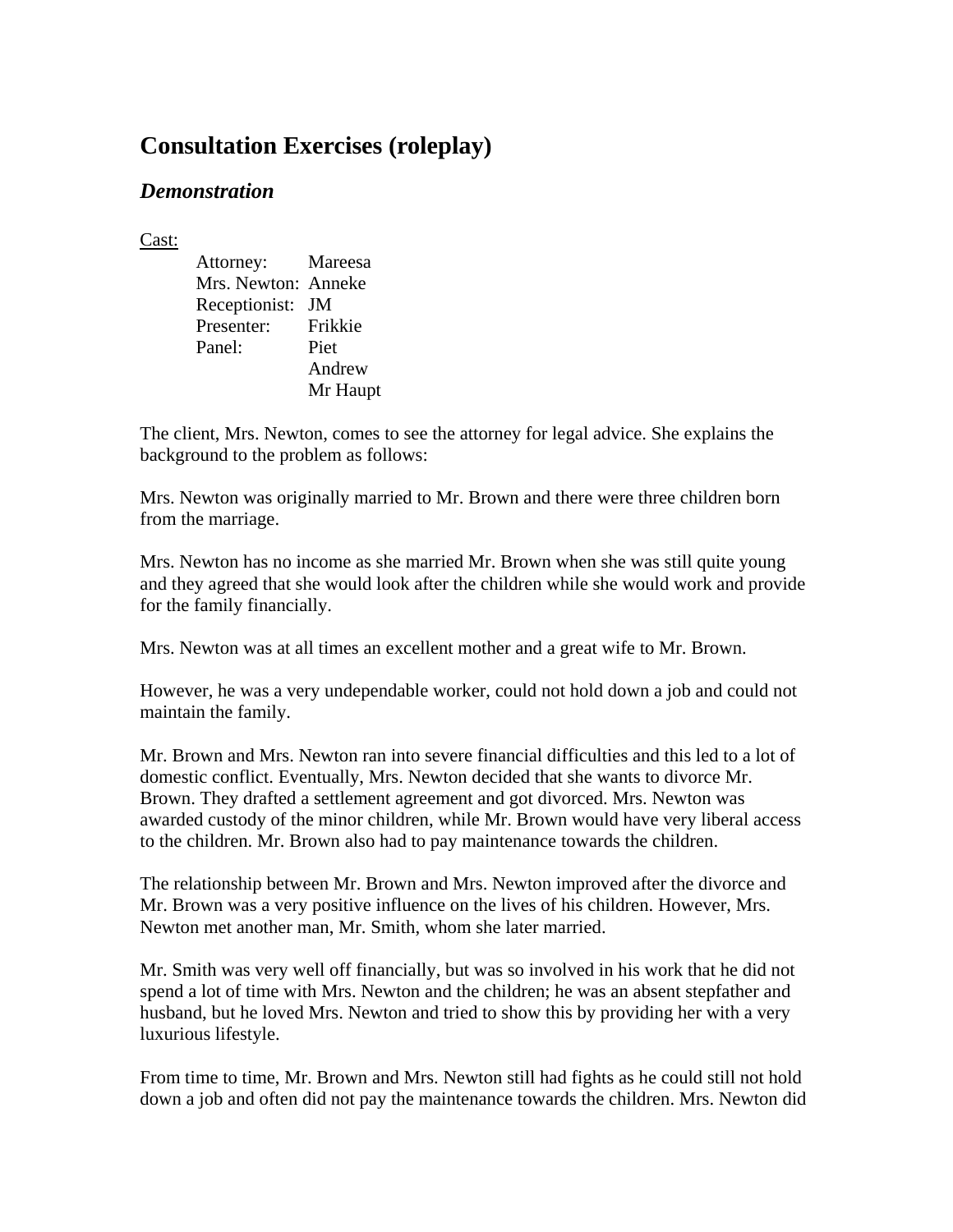# Consultation Exercises (roleplay)

## *Demonstration*

Cast:

| | |
|---|---|
| Attorney: | Mareesa |
| Mrs. Newton: | Anneke |
| Receptionist: | JM |
| Presenter: | Frikkie |
| Panel: | Piet |
| | Andrew |
| | Mr Haupt |

The client, Mrs. Newton, comes to see the attorney for legal advice. She explains the background to the problem as follows:

Mrs. Newton was originally married to Mr. Brown and there were three children born from the marriage.

Mrs. Newton has no income as she married Mr. Brown when she was still quite young and they agreed that she would look after the children while she would work and provide for the family financially.

Mrs. Newton was at all times an excellent mother and a great wife to Mr. Brown.

However, he was a very undependable worker, could not hold down a job and could not maintain the family.

Mr. Brown and Mrs. Newton ran into severe financial difficulties and this led to a lot of domestic conflict. Eventually, Mrs. Newton decided that she wants to divorce Mr. Brown. They drafted a settlement agreement and got divorced. Mrs. Newton was awarded custody of the minor children, while Mr. Brown would have very liberal access to the children. Mr. Brown also had to pay maintenance towards the children.

The relationship between Mr. Brown and Mrs. Newton improved after the divorce and Mr. Brown was a very positive influence on the lives of his children. However, Mrs. Newton met another man, Mr. Smith, whom she later married.

Mr. Smith was very well off financially, but was so involved in his work that he did not spend a lot of time with Mrs. Newton and the children; he was an absent stepfather and husband, but he loved Mrs. Newton and tried to show this by providing her with a very luxurious lifestyle.

From time to time, Mr. Brown and Mrs. Newton still had fights as he could still not hold down a job and often did not pay the maintenance towards the children. Mrs. Newton did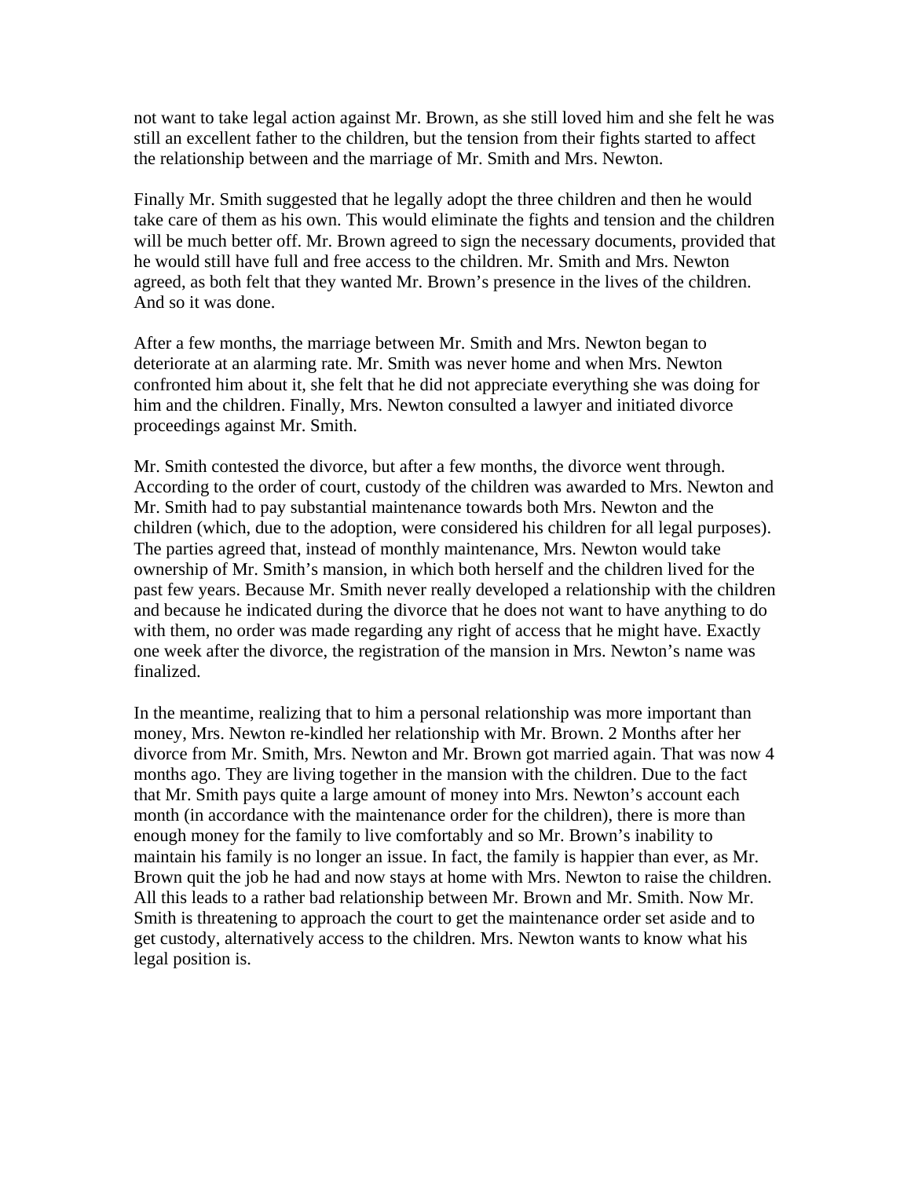not want to take legal action against Mr. Brown, as she still loved him and she felt he was still an excellent father to the children, but the tension from their fights started to affect the relationship between and the marriage of Mr. Smith and Mrs. Newton.

Finally Mr. Smith suggested that he legally adopt the three children and then he would take care of them as his own. This would eliminate the fights and tension and the children will be much better off. Mr. Brown agreed to sign the necessary documents, provided that he would still have full and free access to the children. Mr. Smith and Mrs. Newton agreed, as both felt that they wanted Mr. Brown's presence in the lives of the children. And so it was done.

After a few months, the marriage between Mr. Smith and Mrs. Newton began to deteriorate at an alarming rate. Mr. Smith was never home and when Mrs. Newton confronted him about it, she felt that he did not appreciate everything she was doing for him and the children. Finally, Mrs. Newton consulted a lawyer and initiated divorce proceedings against Mr. Smith.

Mr. Smith contested the divorce, but after a few months, the divorce went through. According to the order of court, custody of the children was awarded to Mrs. Newton and Mr. Smith had to pay substantial maintenance towards both Mrs. Newton and the children (which, due to the adoption, were considered his children for all legal purposes). The parties agreed that, instead of monthly maintenance, Mrs. Newton would take ownership of Mr. Smith's mansion, in which both herself and the children lived for the past few years. Because Mr. Smith never really developed a relationship with the children and because he indicated during the divorce that he does not want to have anything to do with them, no order was made regarding any right of access that he might have. Exactly one week after the divorce, the registration of the mansion in Mrs. Newton's name was finalized.

In the meantime, realizing that to him a personal relationship was more important than money, Mrs. Newton re-kindled her relationship with Mr. Brown. 2 Months after her divorce from Mr. Smith, Mrs. Newton and Mr. Brown got married again. That was now 4 months ago. They are living together in the mansion with the children. Due to the fact that Mr. Smith pays quite a large amount of money into Mrs. Newton's account each month (in accordance with the maintenance order for the children), there is more than enough money for the family to live comfortably and so Mr. Brown's inability to maintain his family is no longer an issue. In fact, the family is happier than ever, as Mr. Brown quit the job he had and now stays at home with Mrs. Newton to raise the children. All this leads to a rather bad relationship between Mr. Brown and Mr. Smith. Now Mr. Smith is threatening to approach the court to get the maintenance order set aside and to get custody, alternatively access to the children. Mrs. Newton wants to know what his legal position is.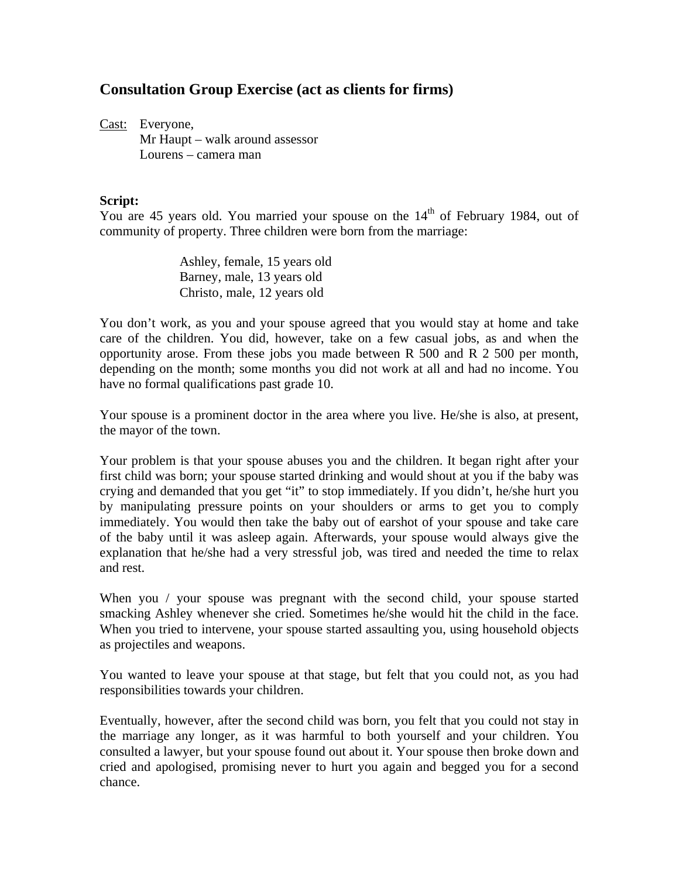## Consultation Group Exercise (act as clients for firms)

<u>Cast:</u> Everyone,
Mr Haupt – walk around assessor
Lourens – camera man

**Script:**
You are 45 years old. You married your spouse on the 14th of February 1984, out of community of property. Three children were born from the marriage:

> Ashley, female, 15 years old
> Barney, male, 13 years old
> Christo, male, 12 years old

You don't work, as you and your spouse agreed that you would stay at home and take care of the children. You did, however, take on a few casual jobs, as and when the opportunity arose. From these jobs you made between R 500 and R 2 500 per month, depending on the month; some months you did not work at all and had no income. You have no formal qualifications past grade 10.

Your spouse is a prominent doctor in the area where you live. He/she is also, at present, the mayor of the town.

Your problem is that your spouse abuses you and the children. It began right after your first child was born; your spouse started drinking and would shout at you if the baby was crying and demanded that you get "it" to stop immediately. If you didn't, he/she hurt you by manipulating pressure points on your shoulders or arms to get you to comply immediately. You would then take the baby out of earshot of your spouse and take care of the baby until it was asleep again. Afterwards, your spouse would always give the explanation that he/she had a very stressful job, was tired and needed the time to relax and rest.

When you / your spouse was pregnant with the second child, your spouse started smacking Ashley whenever she cried. Sometimes he/she would hit the child in the face. When you tried to intervene, your spouse started assaulting you, using household objects as projectiles and weapons.

You wanted to leave your spouse at that stage, but felt that you could not, as you had responsibilities towards your children.

Eventually, however, after the second child was born, you felt that you could not stay in the marriage any longer, as it was harmful to both yourself and your children. You consulted a lawyer, but your spouse found out about it. Your spouse then broke down and cried and apologised, promising never to hurt you again and begged you for a second chance.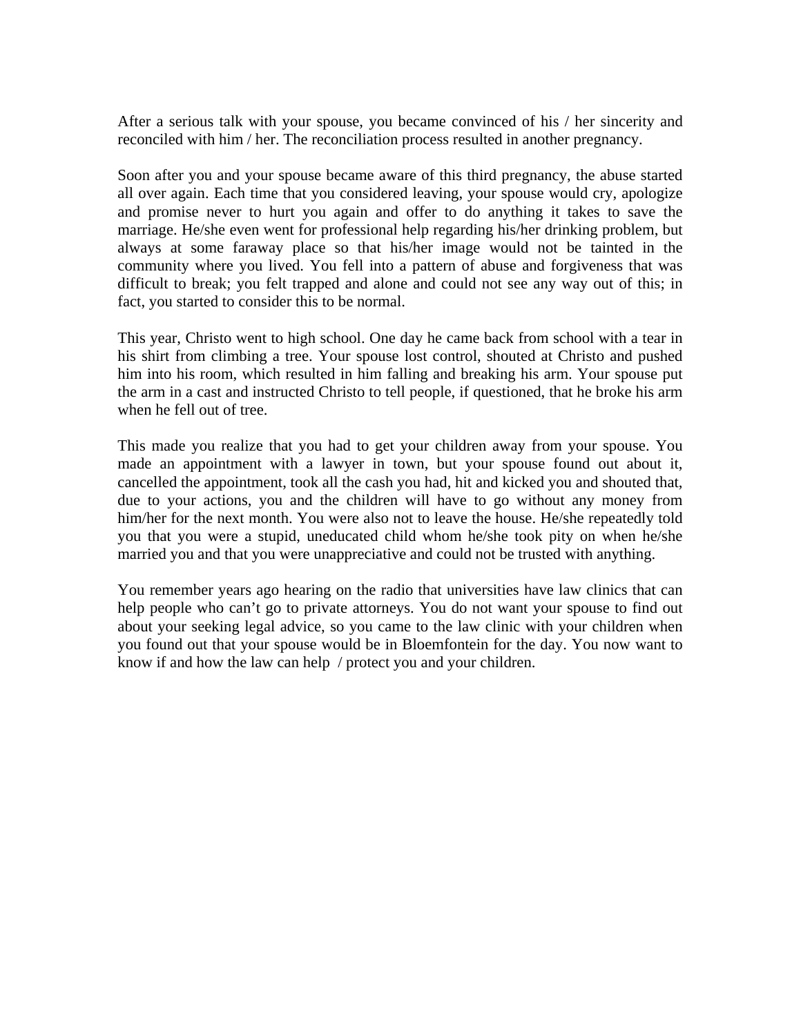After a serious talk with your spouse, you became convinced of his / her sincerity and reconciled with him / her. The reconciliation process resulted in another pregnancy.

Soon after you and your spouse became aware of this third pregnancy, the abuse started all over again. Each time that you considered leaving, your spouse would cry, apologize and promise never to hurt you again and offer to do anything it takes to save the marriage. He/she even went for professional help regarding his/her drinking problem, but always at some faraway place so that his/her image would not be tainted in the community where you lived. You fell into a pattern of abuse and forgiveness that was difficult to break; you felt trapped and alone and could not see any way out of this; in fact, you started to consider this to be normal.

This year, Christo went to high school. One day he came back from school with a tear in his shirt from climbing a tree. Your spouse lost control, shouted at Christo and pushed him into his room, which resulted in him falling and breaking his arm. Your spouse put the arm in a cast and instructed Christo to tell people, if questioned, that he broke his arm when he fell out of tree.

This made you realize that you had to get your children away from your spouse. You made an appointment with a lawyer in town, but your spouse found out about it, cancelled the appointment, took all the cash you had, hit and kicked you and shouted that, due to your actions, you and the children will have to go without any money from him/her for the next month. You were also not to leave the house. He/she repeatedly told you that you were a stupid, uneducated child whom he/she took pity on when he/she married you and that you were unappreciative and could not be trusted with anything.

You remember years ago hearing on the radio that universities have law clinics that can help people who can't go to private attorneys. You do not want your spouse to find out about your seeking legal advice, so you came to the law clinic with your children when you found out that your spouse would be in Bloemfontein for the day. You now want to know if and how the law can help / protect you and your children.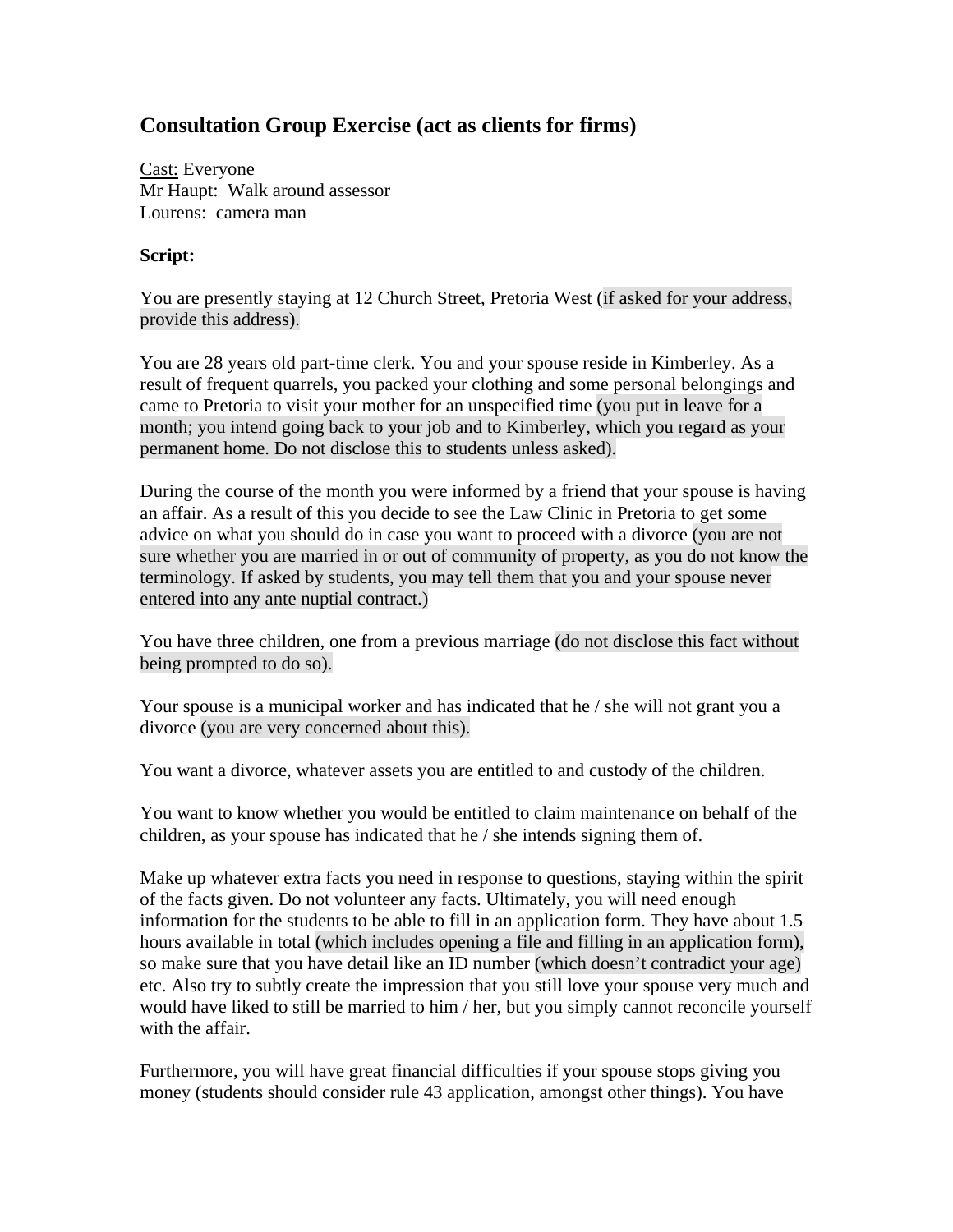## Consultation Group Exercise (act as clients for firms)

<u>Cast:</u> Everyone
Mr Haupt: Walk around assessor
Lourens: camera man

**Script:**

You are presently staying at 12 Church Street, Pretoria West (if asked for your address, provide this address).

You are 28 years old part-time clerk. You and your spouse reside in Kimberley. As a result of frequent quarrels, you packed your clothing and some personal belongings and came to Pretoria to visit your mother for an unspecified time (you put in leave for a month; you intend going back to your job and to Kimberley, which you regard as your permanent home. Do not disclose this to students unless asked).

During the course of the month you were informed by a friend that your spouse is having an affair. As a result of this you decide to see the Law Clinic in Pretoria to get some advice on what you should do in case you want to proceed with a divorce (you are not sure whether you are married in or out of community of property, as you do not know the terminology. If asked by students, you may tell them that you and your spouse never entered into any ante nuptial contract.)

You have three children, one from a previous marriage (do not disclose this fact without being prompted to do so).

Your spouse is a municipal worker and has indicated that he / she will not grant you a divorce (you are very concerned about this).

You want a divorce, whatever assets you are entitled to and custody of the children.

You want to know whether you would be entitled to claim maintenance on behalf of the children, as your spouse has indicated that he / she intends signing them of.

Make up whatever extra facts you need in response to questions, staying within the spirit of the facts given. Do not volunteer any facts. Ultimately, you will need enough information for the students to be able to fill in an application form. They have about 1.5 hours available in total (which includes opening a file and filling in an application form), so make sure that you have detail like an ID number (which doesn't contradict your age) etc. Also try to subtly create the impression that you still love your spouse very much and would have liked to still be married to him / her, but you simply cannot reconcile yourself with the affair.

Furthermore, you will have great financial difficulties if your spouse stops giving you money (students should consider rule 43 application, amongst other things). You have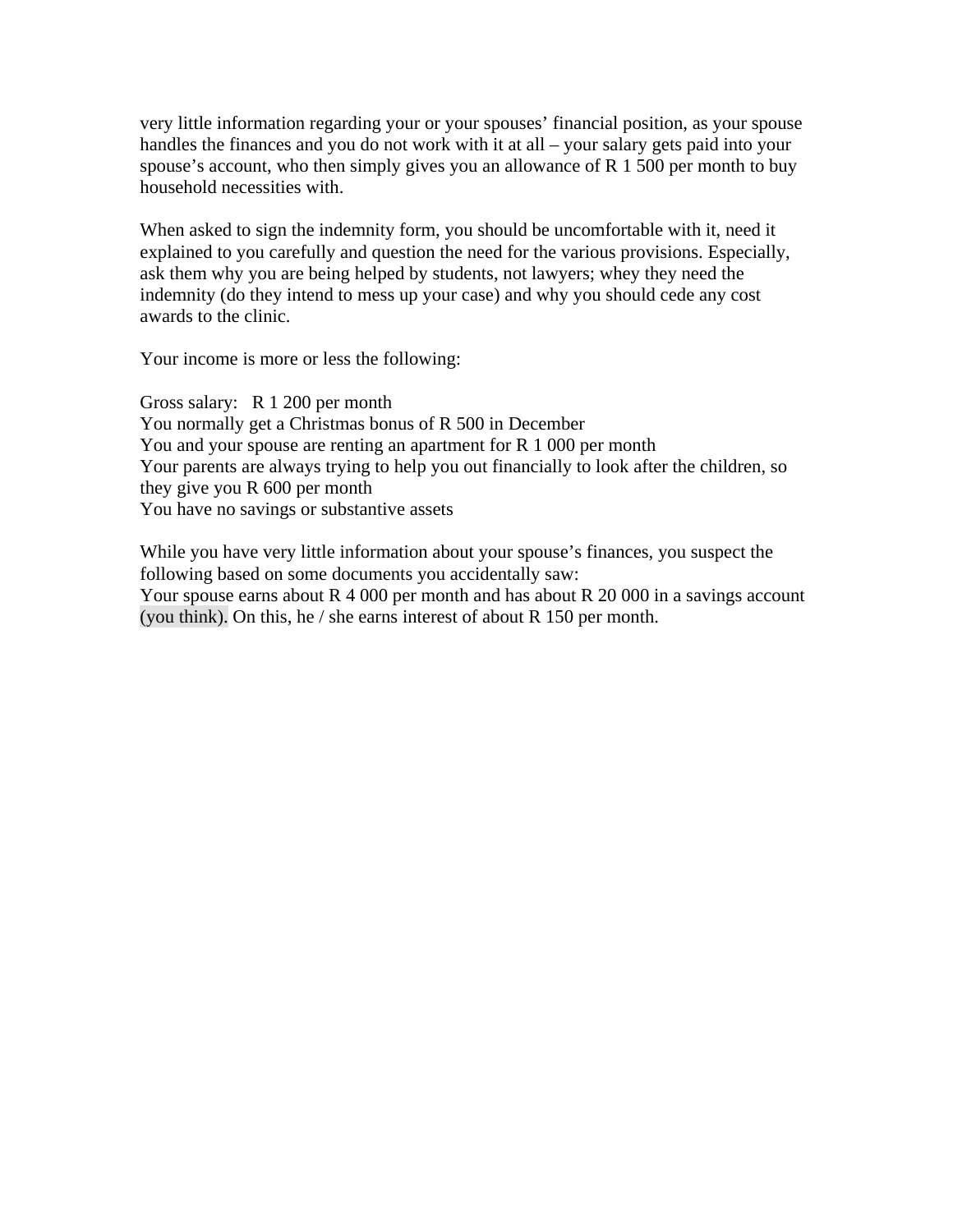very little information regarding your or your spouses' financial position, as your spouse handles the finances and you do not work with it at all – your salary gets paid into your spouse's account, who then simply gives you an allowance of R 1 500 per month to buy household necessities with.

When asked to sign the indemnity form, you should be uncomfortable with it, need it explained to you carefully and question the need for the various provisions. Especially, ask them why you are being helped by students, not lawyers; whey they need the indemnity (do they intend to mess up your case) and why you should cede any cost awards to the clinic.

Your income is more or less the following:

Gross salary: R 1 200 per month
You normally get a Christmas bonus of R 500 in December
You and your spouse are renting an apartment for R 1 000 per month
Your parents are always trying to help you out financially to look after the children, so they give you R 600 per month
You have no savings or substantive assets

While you have very little information about your spouse's finances, you suspect the following based on some documents you accidentally saw:
Your spouse earns about R 4 000 per month and has about R 20 000 in a savings account (you think). On this, he / she earns interest of about R 150 per month.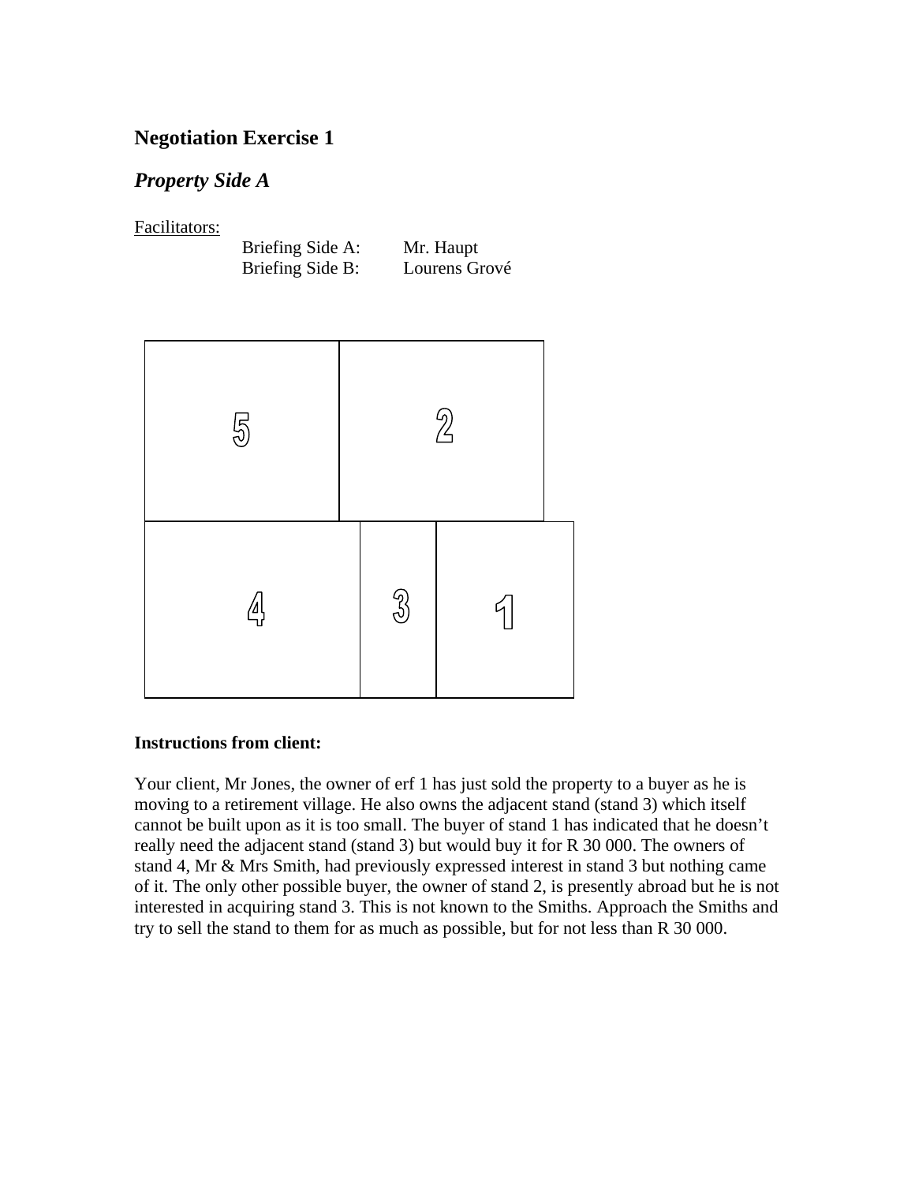## Negotiation Exercise 1

### *Property Side A*

Facilitators:

Briefing Side A: Mr. Haupt
Briefing Side B: Lourens Grové

| 5 | 2 |
|---|---|
| 4 | 3 | 1 |

**Instructions from client:**

Your client, Mr Jones, the owner of erf 1 has just sold the property to a buyer as he is moving to a retirement village. He also owns the adjacent stand (stand 3) which itself cannot be built upon as it is too small. The buyer of stand 1 has indicated that he doesn't really need the adjacent stand (stand 3) but would buy it for R 30 000. The owners of stand 4, Mr & Mrs Smith, had previously expressed interest in stand 3 but nothing came of it. The only other possible buyer, the owner of stand 2, is presently abroad but he is not interested in acquiring stand 3. This is not known to the Smiths. Approach the Smiths and try to sell the stand to them for as much as possible, but for not less than R 30 000.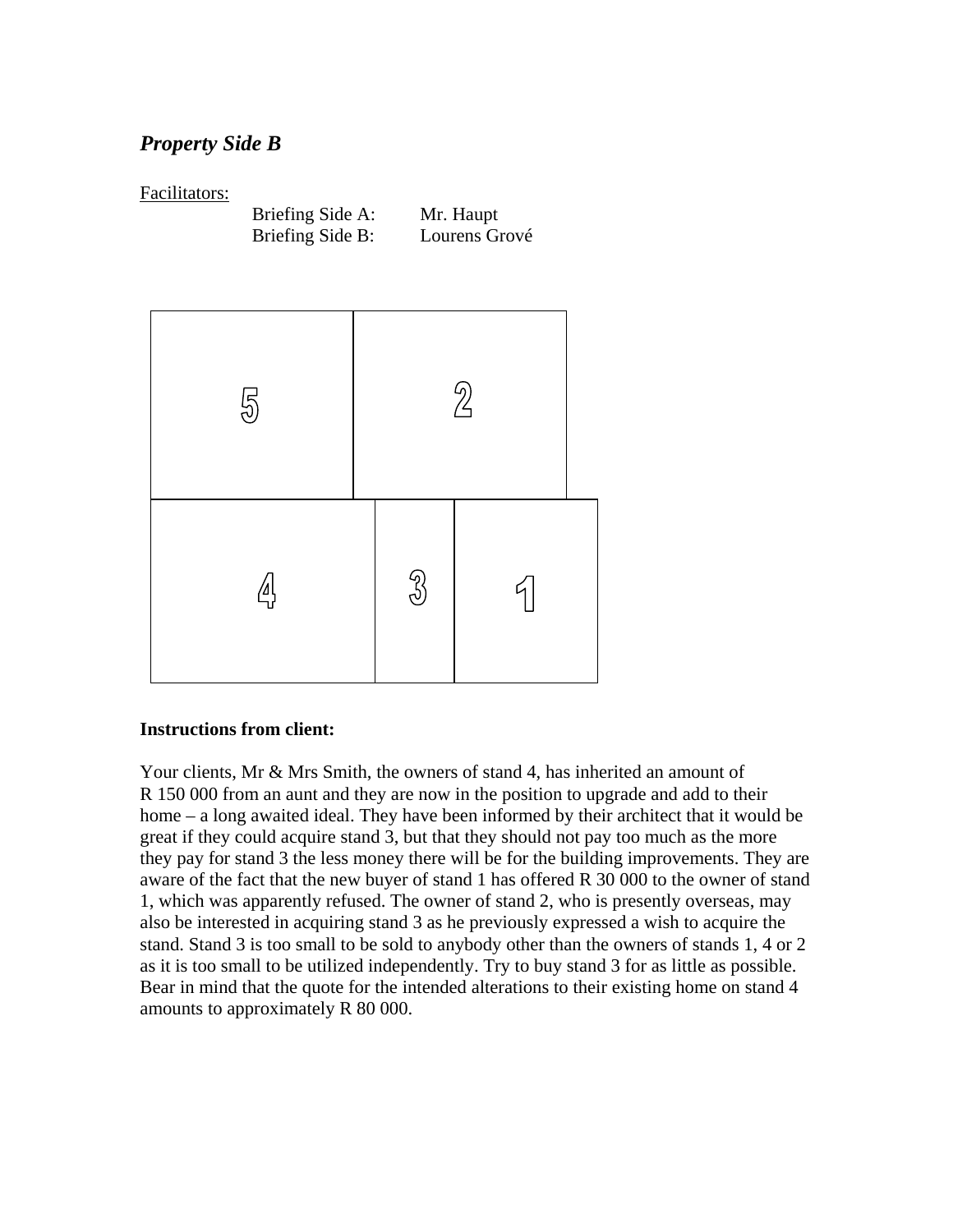## *Property Side B*

Facilitators:

Briefing Side A: Mr. Haupt
Briefing Side B: Lourens Grové

| 5 | 2 | |
|---|---|---|
| 4 | 3 | 1 |

**Instructions from client:**

Your clients, Mr & Mrs Smith, the owners of stand 4, has inherited an amount of R 150 000 from an aunt and they are now in the position to upgrade and add to their home – a long awaited ideal. They have been informed by their architect that it would be great if they could acquire stand 3, but that they should not pay too much as the more they pay for stand 3 the less money there will be for the building improvements. They are aware of the fact that the new buyer of stand 1 has offered R 30 000 to the owner of stand 1, which was apparently refused. The owner of stand 2, who is presently overseas, may also be interested in acquiring stand 3 as he previously expressed a wish to acquire the stand. Stand 3 is too small to be sold to anybody other than the owners of stands 1, 4 or 2 as it is too small to be utilized independently. Try to buy stand 3 for as little as possible. Bear in mind that the quote for the intended alterations to their existing home on stand 4 amounts to approximately R 80 000.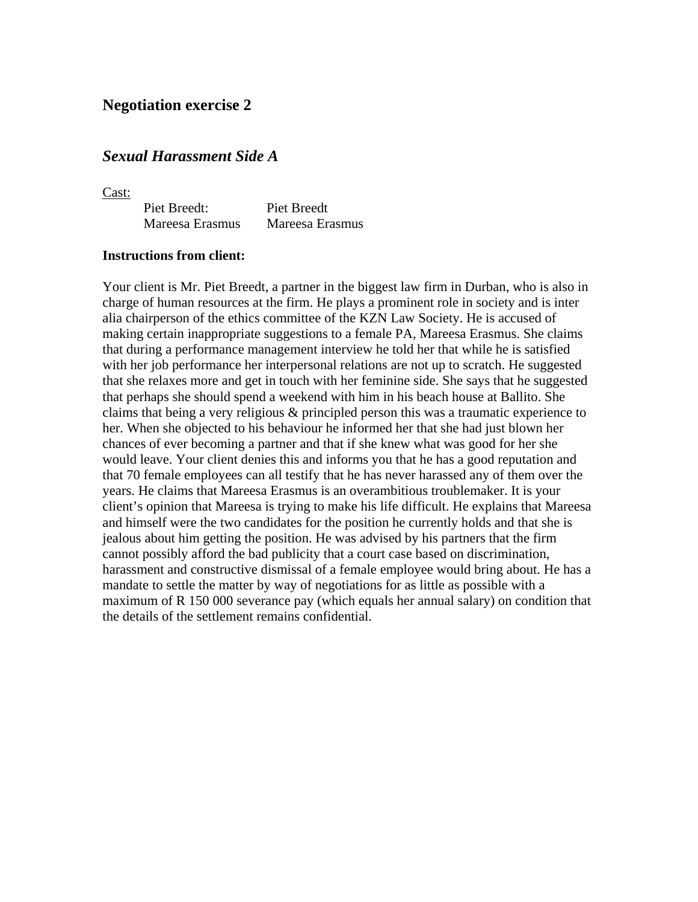## Negotiation exercise 2

### *Sexual Harassment Side A*

Cast:

| | |
|---|---|
| Piet Breedt: | Piet Breedt |
| Mareesa Erasmus | Mareesa Erasmus |

**Instructions from client:**

Your client is Mr. Piet Breedt, a partner in the biggest law firm in Durban, who is also in charge of human resources at the firm. He plays a prominent role in society and is inter alia chairperson of the ethics committee of the KZN Law Society. He is accused of making certain inappropriate suggestions to a female PA, Mareesa Erasmus. She claims that during a performance management interview he told her that while he is satisfied with her job performance her interpersonal relations are not up to scratch. He suggested that she relaxes more and get in touch with her feminine side. She says that he suggested that perhaps she should spend a weekend with him in his beach house at Ballito. She claims that being a very religious & principled person this was a traumatic experience to her. When she objected to his behaviour he informed her that she had just blown her chances of ever becoming a partner and that if she knew what was good for her she would leave. Your client denies this and informs you that he has a good reputation and that 70 female employees can all testify that he has never harassed any of them over the years. He claims that Mareesa Erasmus is an overambitious troublemaker. It is your client's opinion that Mareesa is trying to make his life difficult. He explains that Mareesa and himself were the two candidates for the position he currently holds and that she is jealous about him getting the position. He was advised by his partners that the firm cannot possibly afford the bad publicity that a court case based on discrimination, harassment and constructive dismissal of a female employee would bring about. He has a mandate to settle the matter by way of negotiations for as little as possible with a maximum of R 150 000 severance pay (which equals her annual salary) on condition that the details of the settlement remains confidential.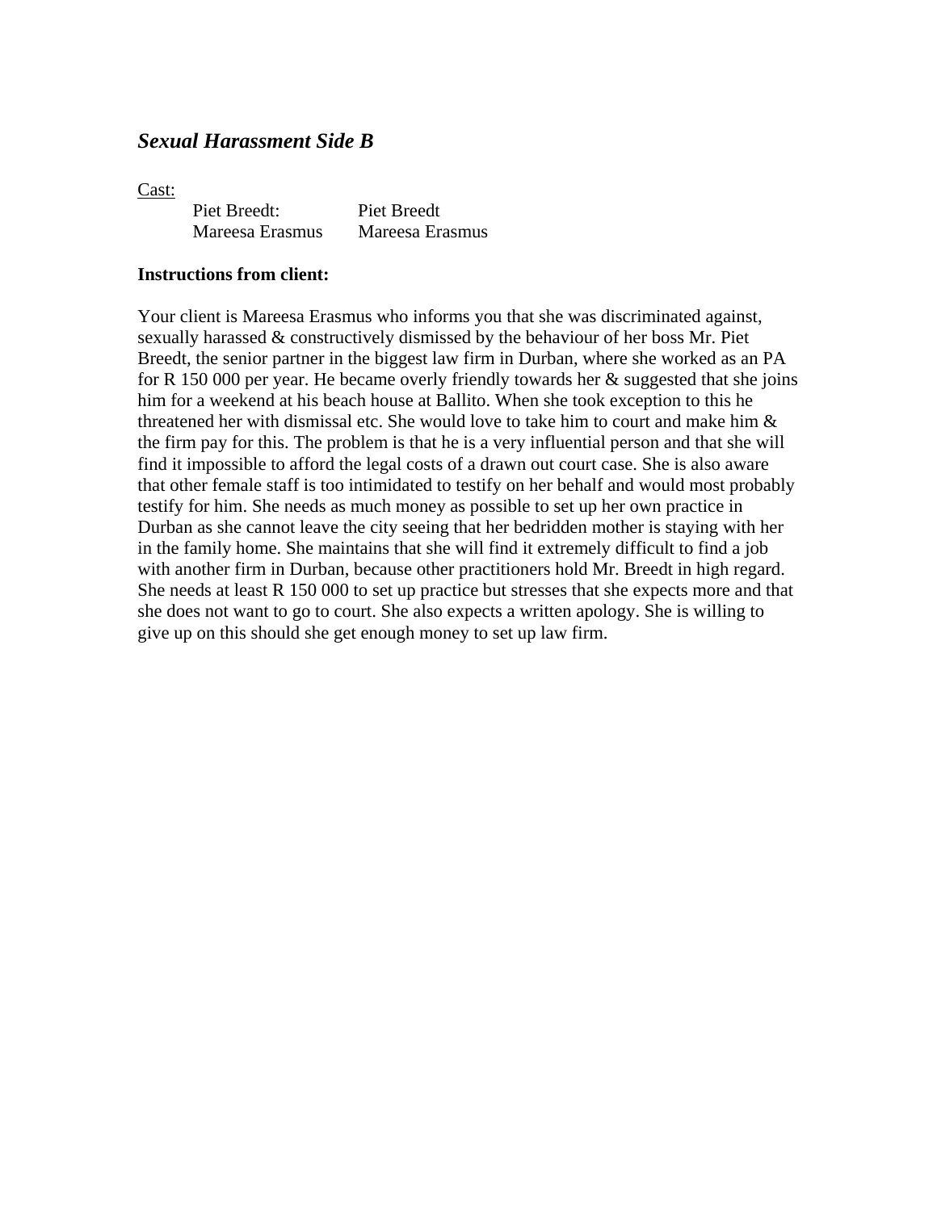## *Sexual Harassment Side B*

Cast:

| | |
|---|---|
| Piet Breedt: | Piet Breedt |
| Mareesa Erasmus | Mareesa Erasmus |

**Instructions from client:**

Your client is Mareesa Erasmus who informs you that she was discriminated against, sexually harassed & constructively dismissed by the behaviour of her boss Mr. Piet Breedt, the senior partner in the biggest law firm in Durban, where she worked as an PA for R 150 000 per year. He became overly friendly towards her & suggested that she joins him for a weekend at his beach house at Ballito. When she took exception to this he threatened her with dismissal etc. She would love to take him to court and make him & the firm pay for this. The problem is that he is a very influential person and that she will find it impossible to afford the legal costs of a drawn out court case. She is also aware that other female staff is too intimidated to testify on her behalf and would most probably testify for him. She needs as much money as possible to set up her own practice in Durban as she cannot leave the city seeing that her bedridden mother is staying with her in the family home. She maintains that she will find it extremely difficult to find a job with another firm in Durban, because other practitioners hold Mr. Breedt in high regard. She needs at least R 150 000 to set up practice but stresses that she expects more and that she does not want to go to court. She also expects a written apology. She is willing to give up on this should she get enough money to set up law firm.